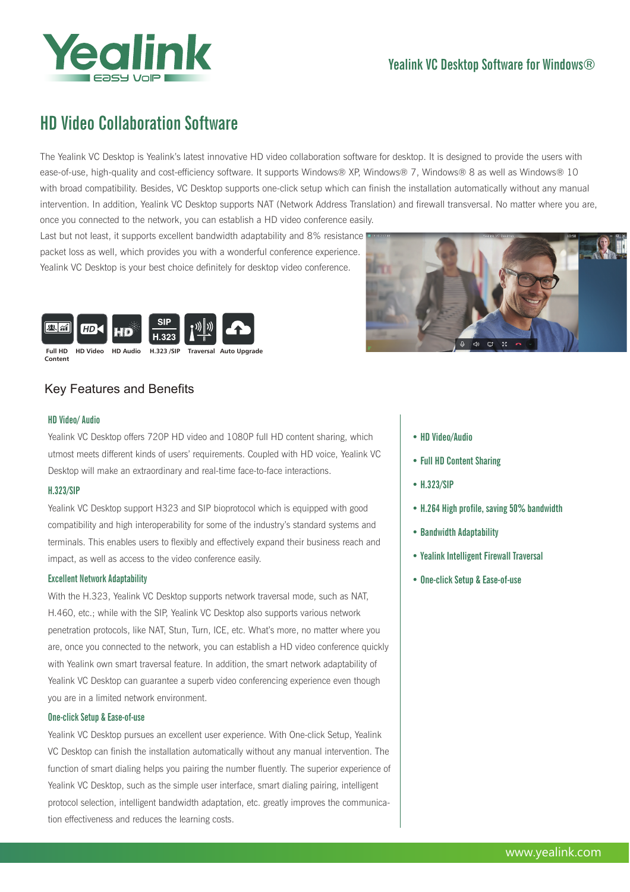# HD Video Collaboration Software

The Yealink VC Desktop is Yealink's latest innovative HD video collaboration software for desktop. It is designed to provide the users with ease-of-use, high-quality and cost-efficiency software. It supports Windows® XP, Windows® 7, Windows® 8 as well as Windows® 10 with broad compatibility. Besides, VC Desktop supports one-click setup which can finish the installation automatically without any manual intervention. In addition, Yealink VC Desktop supports NAT (Network Address Translation) and firewall transversal. No matter where you are, once you connected to the network, you can establish a HD video conference easily.

Last but not least, it supports excellent bandwidth adaptability and 8% resistance packet loss as well, which provides you with a wonderful conference experience. Yealink VC Desktop is your best choice definitely for desktop video conference.

Full HD Content | HD Video | HD Audio | H.323 /SIP | Traversal | Auto Upgrade

## Key Features and Benefits

- HD Video/Audio
- Full HD Content Sharing
- H.323/SIP
- H.264 High profile, saving 50% bandwidth
- Bandwidth Adaptability
- Yealink Intelligent Firewall Traversal
- One-click Setup & Ease-of-use

### HD Video/ Audio

Yealink VC Desktop offers 720P HD video and 1080P full HD content sharing, which utmost meets different kinds of users' requirements. Coupled with HD voice, Yealink VC Desktop will make an extraordinary and real-time face-to-face interactions.

### H.323/SIP

Yealink VC Desktop support H323 and SIP bioprotocol which is equipped with good compatibility and high interoperability for some of the industry's standard systems and terminals. This enables users to flexibly and effectively expand their business reach and impact, as well as access to the video conference easily.

### Excellent Network Adaptability

With the H.323, Yealink VC Desktop supports network traversal mode, such as NAT, H.460, etc.; while with the SIP, Yealink VC Desktop also supports various network penetration protocols, like NAT, Stun, Turn, ICE, etc. What's more, no matter where you are, once you connected to the network, you can establish a HD video conference quickly with Yealink own smart traversal feature. In addition, the smart network adaptability of Yealink VC Desktop can guarantee a superb video conferencing experience even though you are in a limited network environment.

### One-click Setup & Ease-of-use

Yealink VC Desktop pursues an excellent user experience. With One-click Setup, Yealink VC Desktop can finish the installation automatically without any manual intervention. The function of smart dialing helps you pairing the number fluently. The superior experience of Yealink VC Desktop, such as the simple user interface, smart dialing pairing, intelligent protocol selection, intelligent bandwidth adaptation, etc. greatly improves the communication effectiveness and reduces the learning costs.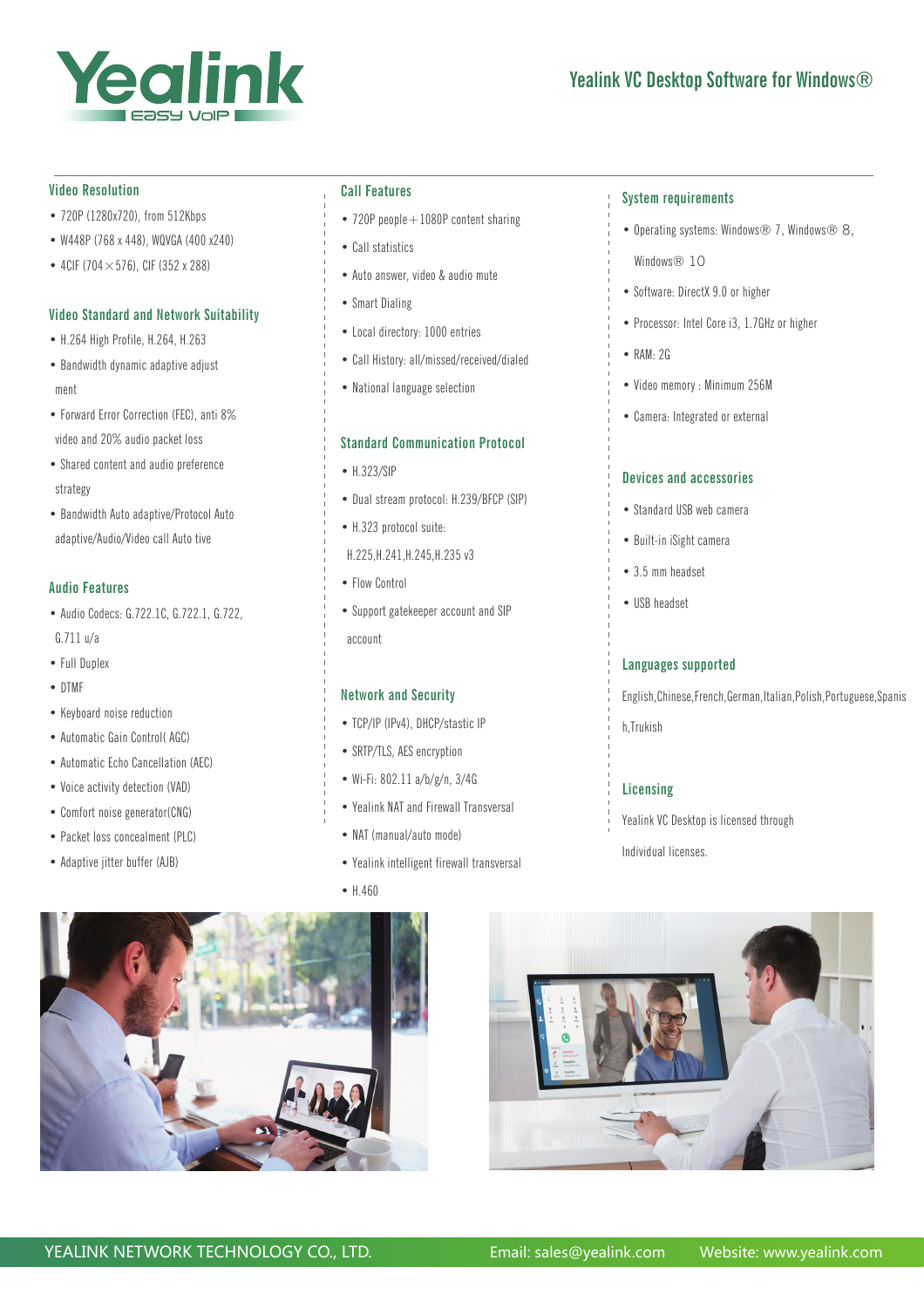# Yealink VC Desktop Software for Windows®

## Video Resolution

- 720P (1280x720), from 512Kbps
- W448P (768 x 448), WQVGA (400 x240)
- 4CIF (704×576), CIF (352 x 288)

## Video Standard and Network Suitability

- H.264 High Profile, H.264, H.263
- Bandwidth dynamic adaptive adjust ment
- Forward Error Correction (FEC), anti 8% video and 20% audio packet loss
- Shared content and audio preference strategy
- Bandwidth Auto adaptive/Protocol Auto adaptive/Audio/Video call Auto tive

## Audio Features

- Audio Codecs: G.722.1C, G.722.1, G.722, G.711 u/a
- Full Duplex
- DTMF
- Keyboard noise reduction
- Automatic Gain Control( AGC)
- Automatic Echo Cancellation (AEC)
- Voice activity detection (VAD)
- Comfort noise generator(CNG)
- Packet loss concealment (PLC)
- Adaptive jitter buffer (AJB)

## Call Features

- 720P people+1080P content sharing
- Call statistics
- Auto answer, video & audio mute
- Smart Dialing
- Local directory: 1000 entries
- Call History: all/missed/received/dialed
- National language selection

## Standard Communication Protocol

- H.323/SIP
- Dual stream protocol: H.239/BFCP (SIP)
- H.323 protocol suite: H.225,H.241,H.245,H.235 v3
- Flow Control
- Support gatekeeper account and SIP account

## Network and Security

- TCP/IP (IPv4), DHCP/stastic IP
- SRTP/TLS, AES encryption
- Wi-Fi: 802.11 a/b/g/n, 3/4G
- Yealink NAT and Firewall Transversal
- NAT (manual/auto mode)
- Yealink intelligent firewall transversal
- H.460

## System requirements

- Operating systems: Windows® 7, Windows® 8, Windows® 10
- Software: DirectX 9.0 or higher
- Processor: Intel Core i3, 1.7GHz or higher
- RAM: 2G
- Video memory : Minimum 256M
- Camera: Integrated or external

## Devices and accessories

- Standard USB web camera
- Built-in iSight camera
- 3.5 mm headset
- USB headset

## Languages supported

English,Chinese,French,German,Italian,Polish,Portuguese,Spanish,Trukish

## Licensing

Yealink VC Desktop is licensed through Individual licenses.

YEALINK NETWORK TECHNOLOGY CO., LTD. Email: sales@yealink.com Website: www.yealink.com